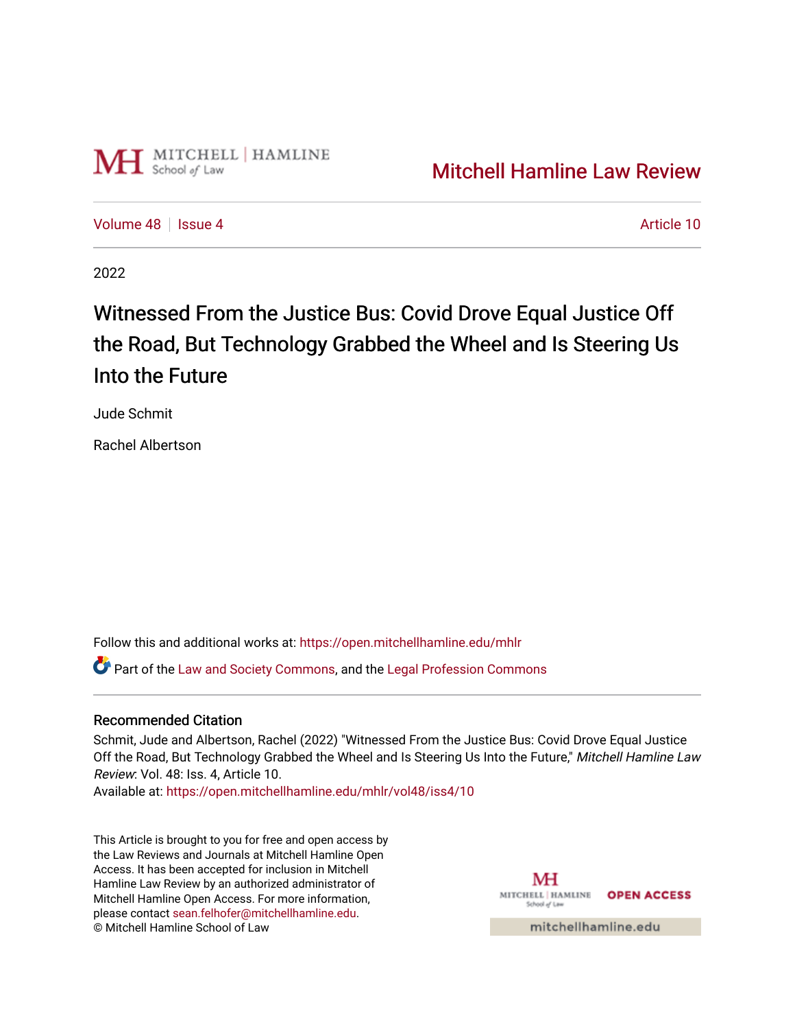Mitchell Hamline Law Review

Volume 48 | Issue 4 | Article 10

2022

# Witnessed From the Justice Bus: Covid Drove Equal Justice Off the Road, But Technology Grabbed the Wheel and Is Steering Us Into the Future

Jude Schmit

Rachel Albertson

Follow this and additional works at: https://open.mitchellhamline.edu/mhlr

Part of the Law and Society Commons, and the Legal Profession Commons

## Recommended Citation

Schmit, Jude and Albertson, Rachel (2022) "Witnessed From the Justice Bus: Covid Drove Equal Justice Off the Road, But Technology Grabbed the Wheel and Is Steering Us Into the Future," *Mitchell Hamline Law Review*: Vol. 48: Iss. 4, Article 10.
Available at: https://open.mitchellhamline.edu/mhlr/vol48/iss4/10

This Article is brought to you for free and open access by the Law Reviews and Journals at Mitchell Hamline Open Access. It has been accepted for inclusion in Mitchell Hamline Law Review by an authorized administrator of Mitchell Hamline Open Access. For more information, please contact sean.felhofer@mitchellhamline.edu.
© Mitchell Hamline School of Law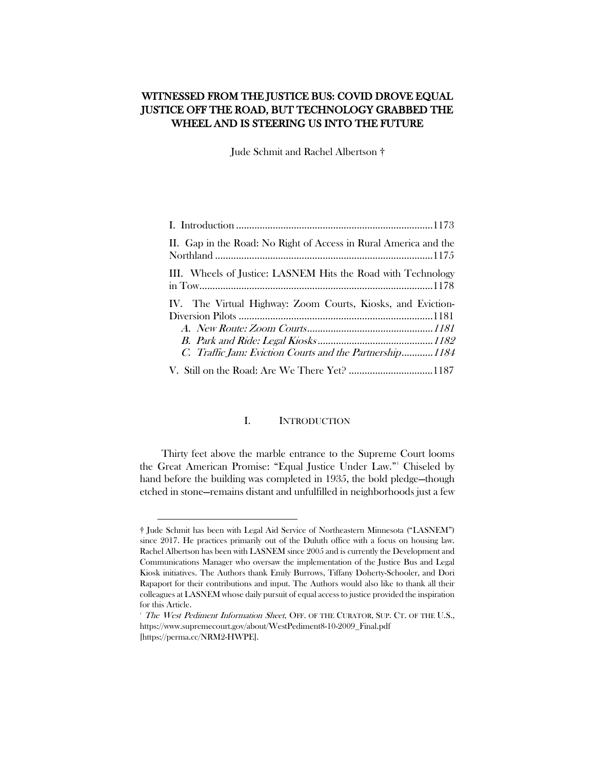# WITNESSED FROM THE JUSTICE BUS: COVID DROVE EQUAL JUSTICE OFF THE ROAD, BUT TECHNOLOGY GRABBED THE WHEEL AND IS STEERING US INTO THE FUTURE

Jude Schmit and Rachel Albertson †

I. Introduction ........................................................................... 1173
II. Gap in the Road: No Right of Access in Rural America and the Northland ................................................................................... 1175
III. Wheels of Justice: LASNEM Hits the Road with Technology in Tow ........................................................................................... 1178
IV. The Virtual Highway: Zoom Courts, Kiosks, and Eviction-Diversion Pilots ........................................................................... 1181
*A. New Route: Zoom Courts ................................................. 1181*
*B. Park and Ride: Legal Kiosks ............................................. 1182*
*C. Traffic Jam: Eviction Courts and the Partnership ............ 1184*
V. Still on the Road: Are We There Yet? ................................. 1187

## I. INTRODUCTION

Thirty feet above the marble entrance to the Supreme Court looms the Great American Promise: "Equal Justice Under Law."[1] Chiseled by hand before the building was completed in 1935, the bold pledge—though etched in stone—remains distant and unfulfilled in neighborhoods just a few

---

† Jude Schmit has been with Legal Aid Service of Northeastern Minnesota ("LASNEM") since 2017. He practices primarily out of the Duluth office with a focus on housing law. Rachel Albertson has been with LASNEM since 2005 and is currently the Development and Communications Manager who oversaw the implementation of the Justice Bus and Legal Kiosk initiatives. The Authors thank Emily Burrows, Tiffany Doherty-Schooler, and Dori Rapaport for their contributions and input. The Authors would also like to thank all their colleagues at LASNEM whose daily pursuit of equal access to justice provided the inspiration for this Article.

[1] *The West Pediment Information Sheet*, OFF. OF THE CURATOR, SUP. CT. OF THE U.S., https://www.supremecourt.gov/about/WestPediment8-10-2009_Final.pdf [https://perma.cc/NRM2-HWPE].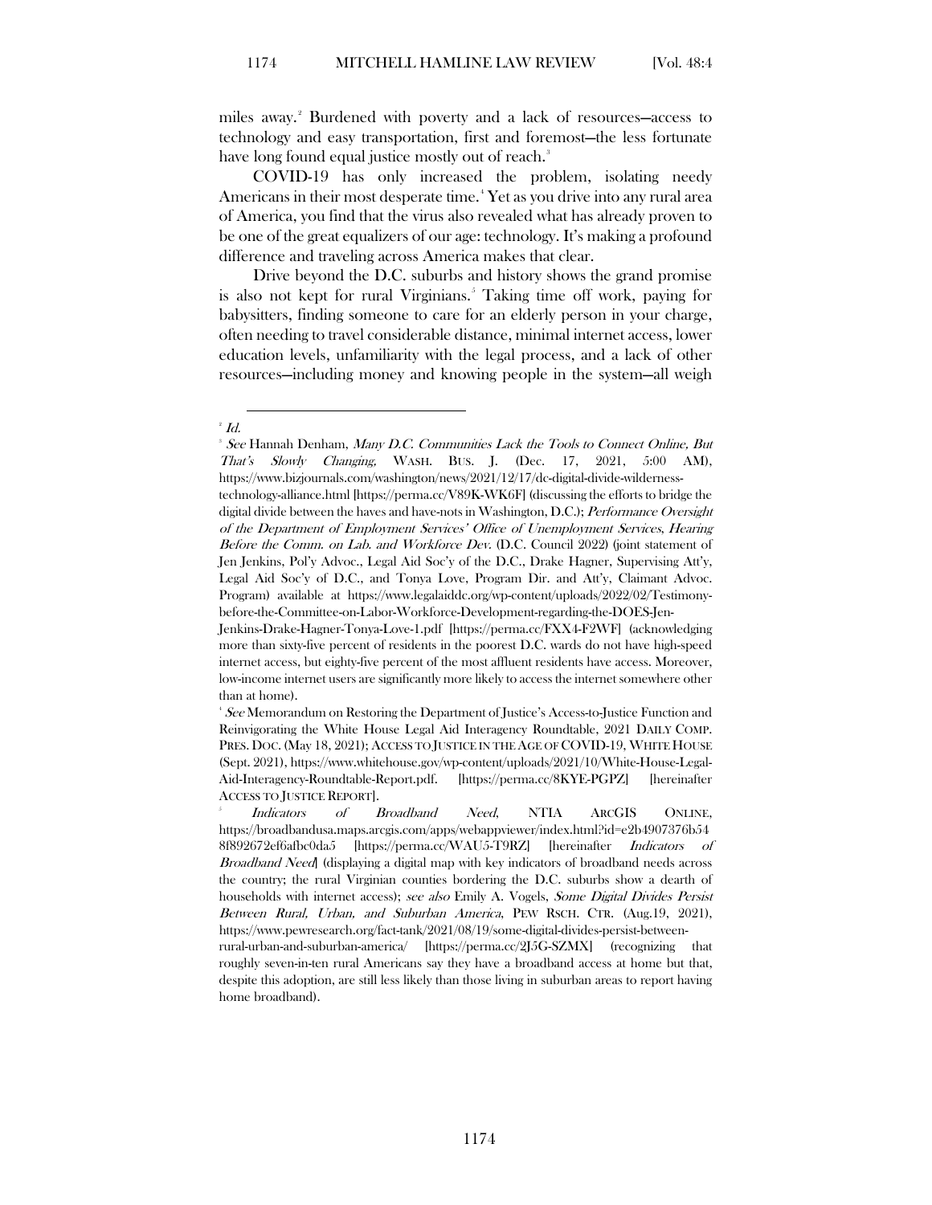miles away.[2] Burdened with poverty and a lack of resources—access to technology and easy transportation, first and foremost—the less fortunate have long found equal justice mostly out of reach.[3]

COVID-19 has only increased the problem, isolating needy Americans in their most desperate time.[4] Yet as you drive into any rural area of America, you find that the virus also revealed what has already proven to be one of the great equalizers of our age: technology. It's making a profound difference and traveling across America makes that clear.

Drive beyond the D.C. suburbs and history shows the grand promise is also not kept for rural Virginians.[5] Taking time off work, paying for babysitters, finding someone to care for an elderly person in your charge, often needing to travel considerable distance, minimal internet access, lower education levels, unfamiliarity with the legal process, and a lack of other resources—including money and knowing people in the system—all weigh

---

[2] *Id.*

[3] *See* Hannah Denham, *Many D.C. Communities Lack the Tools to Connect Online, But That's Slowly Changing,* WASH. BUS. J. (Dec. 17, 2021, 5:00 AM), https://www.bizjournals.com/washington/news/2021/12/17/dc-digital-divide-wilderness-technology-alliance.html [https://perma.cc/V89K-WK6F] (discussing the efforts to bridge the digital divide between the haves and have-nots in Washington, D.C.); *Performance Oversight of the Department of Employment Services' Office of Unemployment Services*, *Hearing Before the Comm. on Lab. and Workforce Dev.* (D.C. Council 2022) (joint statement of Jen Jenkins, Pol'y Advoc., Legal Aid Soc'y of the D.C., Drake Hagner, Supervising Att'y, Legal Aid Soc'y of D.C., and Tonya Love, Program Dir. and Att'y, Claimant Advoc. Program) available at https://www.legalaiddc.org/wp-content/uploads/2022/02/Testimony-before-the-Committee-on-Labor-Workforce-Development-regarding-the-DOES-Jen-Jenkins-Drake-Hagner-Tonya-Love-1.pdf [https://perma.cc/FXX4-F2WF] (acknowledging more than sixty-five percent of residents in the poorest D.C. wards do not have high-speed internet access, but eighty-five percent of the most affluent residents have access. Moreover, low-income internet users are significantly more likely to access the internet somewhere other than at home).

[4] *See* Memorandum on Restoring the Department of Justice's Access-to-Justice Function and Reinvigorating the White House Legal Aid Interagency Roundtable, 2021 DAILY COMP. PRES. DOC. (May 18, 2021); ACCESS TO JUSTICE IN THE AGE OF COVID-19, WHITE HOUSE (Sept. 2021), https://www.whitehouse.gov/wp-content/uploads/2021/10/White-House-Legal-Aid-Interagency-Roundtable-Report.pdf. [https://perma.cc/8KYE-PGPZ] [hereinafter ACCESS TO JUSTICE REPORT].

[5] *Indicators of Broadband Need*, NTIA ARCGIS ONLINE, https://broadbandusa.maps.arcgis.com/apps/webappviewer/index.html?id=e2b4907376b548f892672ef6afbc0da5 [https://perma.cc/WAU5-T9RZ] [hereinafter *Indicators of Broadband Need*] (displaying a digital map with key indicators of broadband needs across the country; the rural Virginian counties bordering the D.C. suburbs show a dearth of households with internet access); *see also* Emily A. Vogels, *Some Digital Divides Persist Between Rural, Urban, and Suburban America*, PEW RSCH. CTR. (Aug.19, 2021), https://www.pewresearch.org/fact-tank/2021/08/19/some-digital-divides-persist-between-rural-urban-and-suburban-america/ [https://perma.cc/2J5G-SZMX] (recognizing that roughly seven-in-ten rural Americans say they have a broadband access at home but that, despite this adoption, are still less likely than those living in suburban areas to report having home broadband).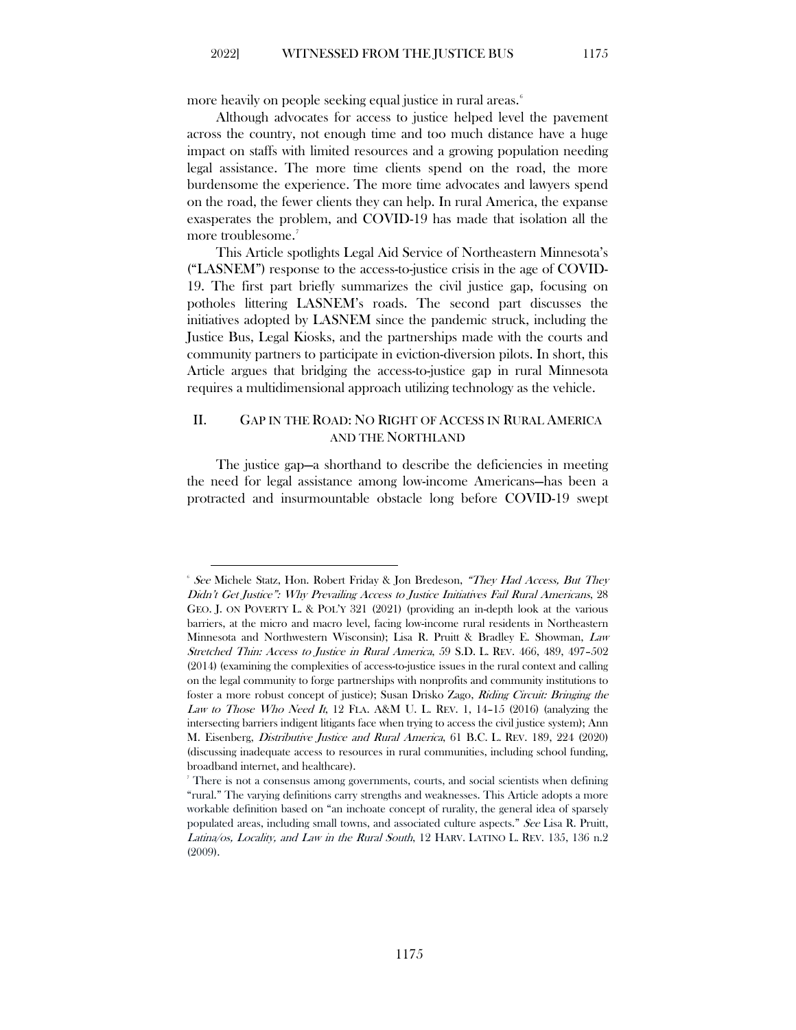more heavily on people seeking equal justice in rural areas.[6]

Although advocates for access to justice helped level the pavement across the country, not enough time and too much distance have a huge impact on staffs with limited resources and a growing population needing legal assistance. The more time clients spend on the road, the more burdensome the experience. The more time advocates and lawyers spend on the road, the fewer clients they can help. In rural America, the expanse exasperates the problem, and COVID-19 has made that isolation all the more troublesome.[7]

This Article spotlights Legal Aid Service of Northeastern Minnesota's ("LASNEM") response to the access-to-justice crisis in the age of COVID-19. The first part briefly summarizes the civil justice gap, focusing on potholes littering LASNEM's roads. The second part discusses the initiatives adopted by LASNEM since the pandemic struck, including the Justice Bus, Legal Kiosks, and the partnerships made with the courts and community partners to participate in eviction-diversion pilots. In short, this Article argues that bridging the access-to-justice gap in rural Minnesota requires a multidimensional approach utilizing technology as the vehicle.

## II. GAP IN THE ROAD: NO RIGHT OF ACCESS IN RURAL AMERICA AND THE NORTHLAND

The justice gap—a shorthand to describe the deficiencies in meeting the need for legal assistance among low-income Americans—has been a protracted and insurmountable obstacle long before COVID-19 swept

---

[6] *See* Michele Statz, Hon. Robert Friday & Jon Bredeson, *"They Had Access, But They Didn't Get Justice": Why Prevailing Access to Justice Initiatives Fail Rural Americans*, 28 GEO. J. ON POVERTY L. & POL'Y 321 (2021) (providing an in-depth look at the various barriers, at the micro and macro level, facing low-income rural residents in Northeastern Minnesota and Northwestern Wisconsin); Lisa R. Pruitt & Bradley E. Showman, *Law Stretched Thin: Access to Justice in Rural America*, 59 S.D. L. REV. 466, 489, 497–502 (2014) (examining the complexities of access-to-justice issues in the rural context and calling on the legal community to forge partnerships with nonprofits and community institutions to foster a more robust concept of justice); Susan Drisko Zago, *Riding Circuit: Bringing the Law to Those Who Need It*, 12 FLA. A&M U. L. REV. 1, 14–15 (2016) (analyzing the intersecting barriers indigent litigants face when trying to access the civil justice system); Ann M. Eisenberg, *Distributive Justice and Rural America*, 61 B.C. L. REV. 189, 224 (2020) (discussing inadequate access to resources in rural communities, including school funding, broadband internet, and healthcare).

[7] There is not a consensus among governments, courts, and social scientists when defining "rural." The varying definitions carry strengths and weaknesses. This Article adopts a more workable definition based on "an inchoate concept of rurality, the general idea of sparsely populated areas, including small towns, and associated culture aspects." *See* Lisa R. Pruitt, *Latina/os, Locality, and Law in the Rural South*, 12 HARV. LATINO L. REV. 135, 136 n.2 (2009).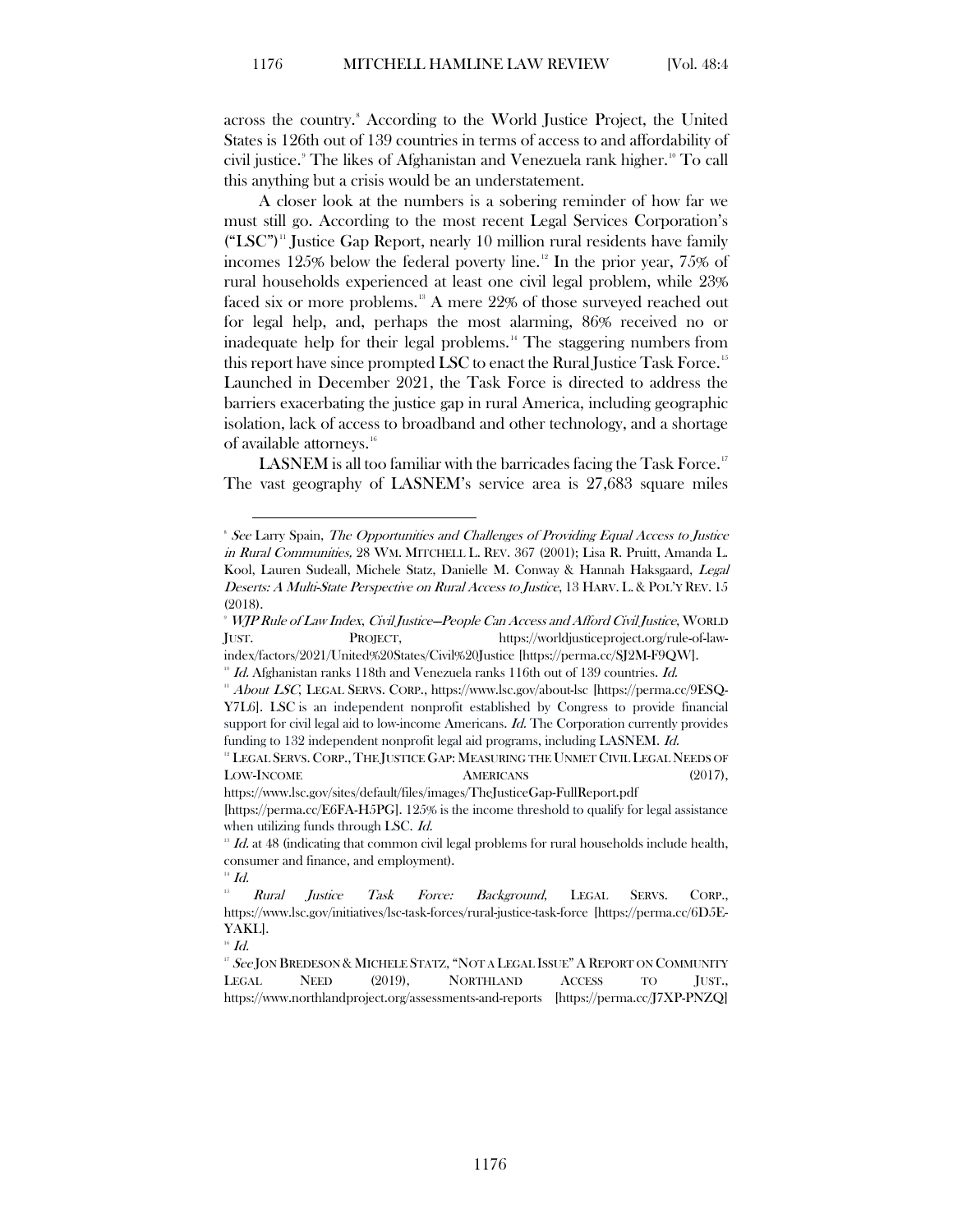across the country.[8] According to the World Justice Project, the United States is 126th out of 139 countries in terms of access to and affordability of civil justice.[9] The likes of Afghanistan and Venezuela rank higher.[10] To call this anything but a crisis would be an understatement.

A closer look at the numbers is a sobering reminder of how far we must still go. According to the most recent Legal Services Corporation's ("LSC")[11] Justice Gap Report, nearly 10 million rural residents have family incomes 125% below the federal poverty line.[12] In the prior year, 75% of rural households experienced at least one civil legal problem, while 23% faced six or more problems.[13] A mere 22% of those surveyed reached out for legal help, and, perhaps the most alarming, 86% received no or inadequate help for their legal problems.[14] The staggering numbers from this report have since prompted LSC to enact the Rural Justice Task Force.[15] Launched in December 2021, the Task Force is directed to address the barriers exacerbating the justice gap in rural America, including geographic isolation, lack of access to broadband and other technology, and a shortage of available attorneys.[16]

LASNEM is all too familiar with the barricades facing the Task Force.[17] The vast geography of LASNEM's service area is 27,683 square miles

---

[8] *See* Larry Spain, *The Opportunities and Challenges of Providing Equal Access to Justice in Rural Communities,* 28 WM. MITCHELL L. REV. 367 (2001); Lisa R. Pruitt, Amanda L. Kool, Lauren Sudeall, Michele Statz, Danielle M. Conway & Hannah Haksgaard, *Legal Deserts: A Multi-State Perspective on Rural Access to Justice*, 13 HARV. L. & POL'Y REV. 15 (2018).

[9] *WJP Rule of Law Index, Civil Justice—People Can Access and Afford Civil Justice*, WORLD JUST. PROJECT, https://worldjusticeproject.org/rule-of-law-index/factors/2021/United%20States/Civil%20Justice [https://perma.cc/SJ2M-F9QW].

[10] *Id.* Afghanistan ranks 118th and Venezuela ranks 116th out of 139 countries. *Id.*

[11] *About LSC*, LEGAL SERVS. CORP., https://www.lsc.gov/about-lsc [https://perma.cc/9ESQ-Y7L6]. LSC is an independent nonprofit established by Congress to provide financial support for civil legal aid to low-income Americans. *Id.* The Corporation currently provides funding to 132 independent nonprofit legal aid programs, including LASNEM. *Id.*

[12] LEGAL SERVS. CORP., THE JUSTICE GAP: MEASURING THE UNMET CIVIL LEGAL NEEDS OF LOW-INCOME AMERICANS (2017), https://www.lsc.gov/sites/default/files/images/TheJusticeGap-FullReport.pdf [https://perma.cc/E6FA-H5PG]. 125% is the income threshold to qualify for legal assistance when utilizing funds through LSC. *Id.*

[13] *Id.* at 48 (indicating that common civil legal problems for rural households include health, consumer and finance, and employment).

[14] *Id.*

[15] *Rural Justice Task Force: Background*, LEGAL SERVS. CORP., https://www.lsc.gov/initiatives/lsc-task-forces/rural-justice-task-force [https://perma.cc/6D5E-YAKL].

[16] *Id.*

[17] *See* JON BREDESON & MICHELE STATZ, "NOT A LEGAL ISSUE" A REPORT ON COMMUNITY LEGAL NEED (2019), NORTHLAND ACCESS TO JUST., https://www.northlandproject.org/assessments-and-reports [https://perma.cc/J7XP-PNZQ]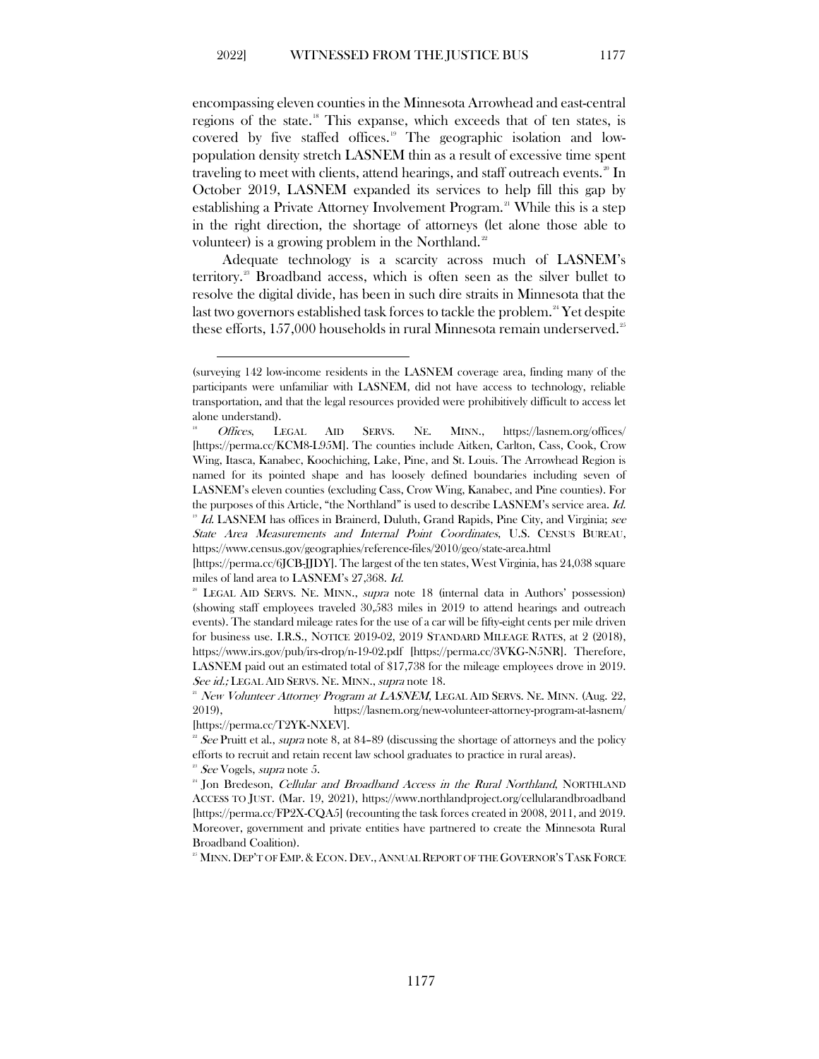encompassing eleven counties in the Minnesota Arrowhead and east-central regions of the state.[18] This expanse, which exceeds that of ten states, is covered by five staffed offices.[19] The geographic isolation and low-population density stretch LASNEM thin as a result of excessive time spent traveling to meet with clients, attend hearings, and staff outreach events.[20] In October 2019, LASNEM expanded its services to help fill this gap by establishing a Private Attorney Involvement Program.[21] While this is a step in the right direction, the shortage of attorneys (let alone those able to volunteer) is a growing problem in the Northland.[22]

Adequate technology is a scarcity across much of LASNEM's territory.[23] Broadband access, which is often seen as the silver bullet to resolve the digital divide, has been in such dire straits in Minnesota that the last two governors established task forces to tackle the problem.[24] Yet despite these efforts, 157,000 households in rural Minnesota remain underserved.[25]

---

(surveying 142 low-income residents in the LASNEM coverage area, finding many of the participants were unfamiliar with LASNEM, did not have access to technology, reliable transportation, and that the legal resources provided were prohibitively difficult to access let alone understand).

[18] *Offices*, LEGAL AID SERVS. NE. MINN., https://lasnem.org/offices/ [https://perma.cc/KCM8-L95M]. The counties include Aitken, Carlton, Cass, Cook, Crow Wing, Itasca, Kanabec, Koochiching, Lake, Pine, and St. Louis. The Arrowhead Region is named for its pointed shape and has loosely defined boundaries including seven of LASNEM's eleven counties (excluding Cass, Crow Wing, Kanabec, and Pine counties). For the purposes of this Article, "the Northland" is used to describe LASNEM's service area. *Id.*

[19] *Id.* LASNEM has offices in Brainerd, Duluth, Grand Rapids, Pine City, and Virginia; *see State Area Measurements and Internal Point Coordinates*, U.S. CENSUS BUREAU, https://www.census.gov/geographies/reference-files/2010/geo/state-area.html [https://perma.cc/6JCB-JJDY]. The largest of the ten states, West Virginia, has 24,038 square miles of land area to LASNEM's 27,368. *Id.*

[20] LEGAL AID SERVS. NE. MINN., *supra* note 18 (internal data in Authors' possession) (showing staff employees traveled 30,583 miles in 2019 to attend hearings and outreach events). The standard mileage rates for the use of a car will be fifty-eight cents per mile driven for business use. I.R.S., NOTICE 2019-02, 2019 STANDARD MILEAGE RATES, at 2 (2018), https://www.irs.gov/pub/irs-drop/n-19-02.pdf [https://perma.cc/3VKG-N5NR]. Therefore, LASNEM paid out an estimated total of $17,738 for the mileage employees drove in 2019. *See id.;* LEGAL AID SERVS. NE. MINN., *supra* note 18.

[21] *New Volunteer Attorney Program at LASNEM*, LEGAL AID SERVS. NE. MINN. (Aug. 22, 2019), https://lasnem.org/new-volunteer-attorney-program-at-lasnem/ [https://perma.cc/T2YK-NXEV].

[22] *See* Pruitt et al., *supra* note 8, at 84–89 (discussing the shortage of attorneys and the policy efforts to recruit and retain recent law school graduates to practice in rural areas).

[23] *See* Vogels, *supra* note 5.

[24] Jon Bredeson, *Cellular and Broadband Access in the Rural Northland*, NORTHLAND ACCESS TO JUST. (Mar. 19, 2021), https://www.northlandproject.org/cellularandbroadband [https://perma.cc/FP2X-CQA5] (recounting the task forces created in 2008, 2011, and 2019. Moreover, government and private entities have partnered to create the Minnesota Rural Broadband Coalition).

[25] MINN. DEP'T OF EMP. & ECON. DEV., ANNUAL REPORT OF THE GOVERNOR'S TASK FORCE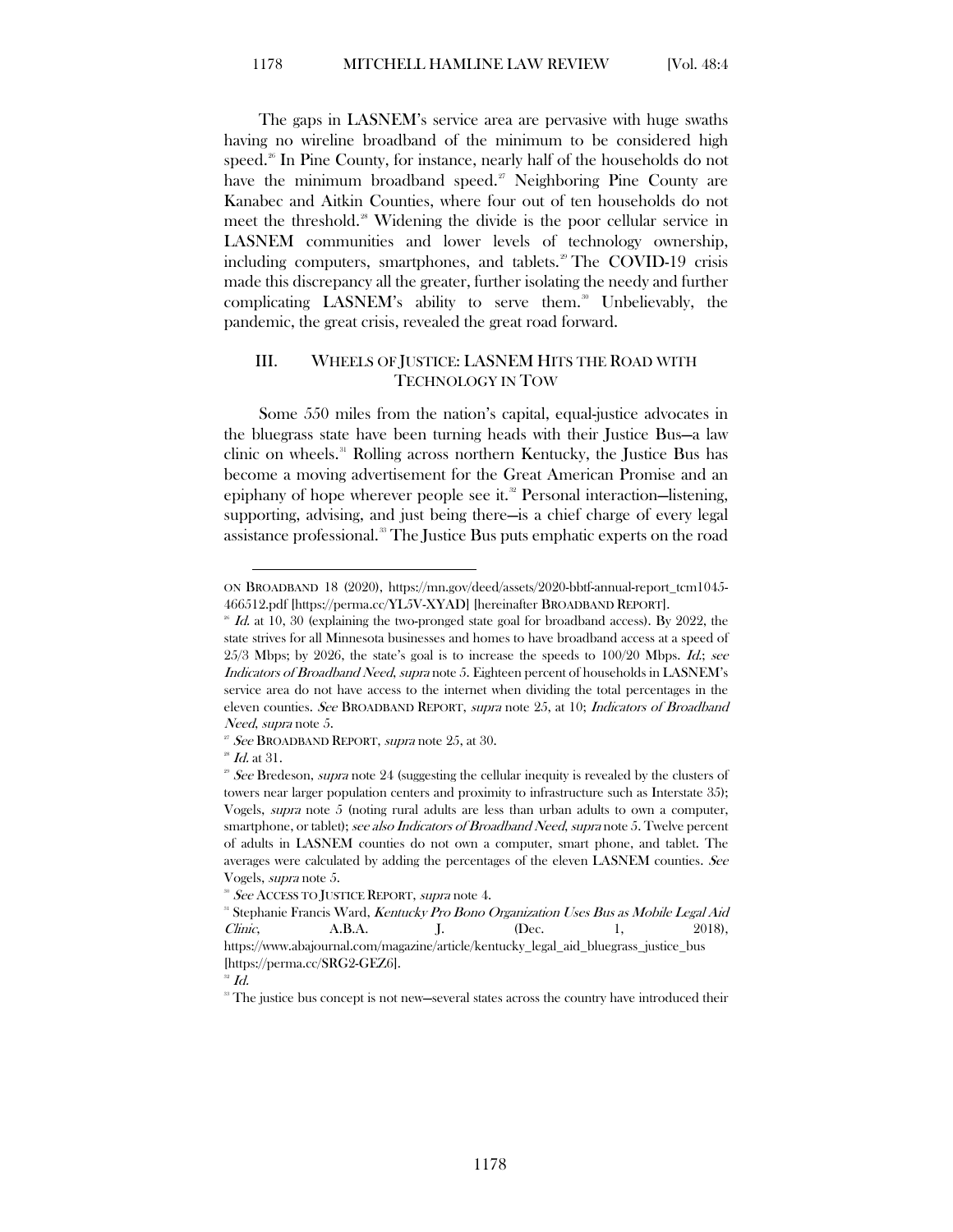The gaps in LASNEM's service area are pervasive with huge swaths having no wireline broadband of the minimum to be considered high speed.[26] In Pine County, for instance, nearly half of the households do not have the minimum broadband speed.[27] Neighboring Pine County are Kanabec and Aitkin Counties, where four out of ten households do not meet the threshold.[28] Widening the divide is the poor cellular service in LASNEM communities and lower levels of technology ownership, including computers, smartphones, and tablets.[29] The COVID-19 crisis made this discrepancy all the greater, further isolating the needy and further complicating LASNEM's ability to serve them.[30] Unbelievably, the pandemic, the great crisis, revealed the great road forward.

## III. WHEELS OF JUSTICE: LASNEM HITS THE ROAD WITH TECHNOLOGY IN TOW

Some 550 miles from the nation's capital, equal-justice advocates in the bluegrass state have been turning heads with their Justice Bus—a law clinic on wheels.[31] Rolling across northern Kentucky, the Justice Bus has become a moving advertisement for the Great American Promise and an epiphany of hope wherever people see it.[32] Personal interaction—listening, supporting, advising, and just being there—is a chief charge of every legal assistance professional.[33] The Justice Bus puts emphatic experts on the road

---

ON BROADBAND 18 (2020), https://mn.gov/deed/assets/2020-bbtf-annual-report_tcm1045-466512.pdf [https://perma.cc/YL5V-XYAD] [hereinafter BROADBAND REPORT].

[26] *Id.* at 10, 30 (explaining the two-pronged state goal for broadband access). By 2022, the state strives for all Minnesota businesses and homes to have broadband access at a speed of 25/3 Mbps; by 2026, the state's goal is to increase the speeds to 100/20 Mbps. *Id.*; *see Indicators of Broadband Need*, *supra* note 5. Eighteen percent of households in LASNEM's service area do not have access to the internet when dividing the total percentages in the eleven counties. *See* BROADBAND REPORT, *supra* note 25, at 10; *Indicators of Broadband Need*, *supra* note 5.

[27] *See* BROADBAND REPORT, *supra* note 25, at 30.

[28] *Id.* at 31.

[29] *See* Bredeson, *supra* note 24 (suggesting the cellular inequity is revealed by the clusters of towers near larger population centers and proximity to infrastructure such as Interstate 35); Vogels, *supra* note 5 (noting rural adults are less than urban adults to own a computer, smartphone, or tablet); *see also Indicators of Broadband Need*, *supra* note 5. Twelve percent of adults in LASNEM counties do not own a computer, smart phone, and tablet. The averages were calculated by adding the percentages of the eleven LASNEM counties. *See* Vogels, *supra* note 5.

[30] *See* ACCESS TO JUSTICE REPORT, *supra* note 4.

[31] Stephanie Francis Ward, *Kentucky Pro Bono Organization Uses Bus as Mobile Legal Aid Clinic*, A.B.A. J. (Dec. 1, 2018), https://www.abajournal.com/magazine/article/kentucky_legal_aid_bluegrass_justice_bus [https://perma.cc/SRG2-GEZ6].

[32] *Id.*

[33] The justice bus concept is not new—several states across the country have introduced their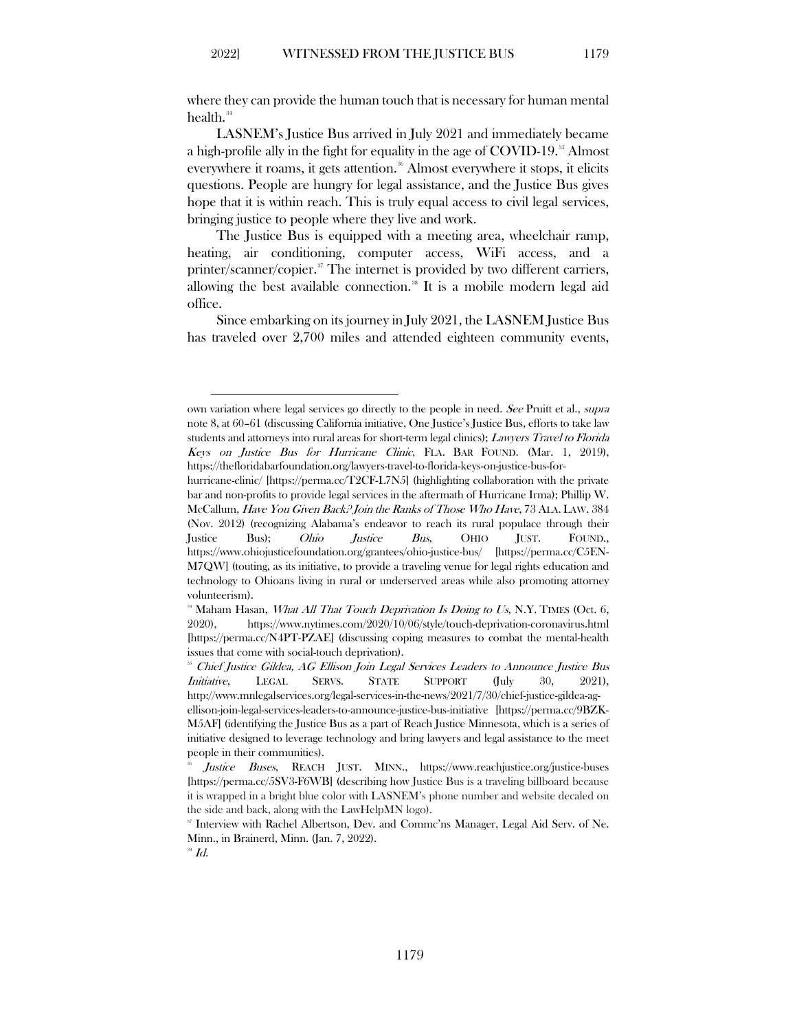where they can provide the human touch that is necessary for human mental health.[34]

LASNEM's Justice Bus arrived in July 2021 and immediately became a high-profile ally in the fight for equality in the age of COVID-19.[35] Almost everywhere it roams, it gets attention.[36] Almost everywhere it stops, it elicits questions. People are hungry for legal assistance, and the Justice Bus gives hope that it is within reach. This is truly equal access to civil legal services, bringing justice to people where they live and work.

The Justice Bus is equipped with a meeting area, wheelchair ramp, heating, air conditioning, computer access, WiFi access, and a printer/scanner/copier.[37] The internet is provided by two different carriers, allowing the best available connection.[38] It is a mobile modern legal aid office.

Since embarking on its journey in July 2021, the LASNEM Justice Bus has traveled over 2,700 miles and attended eighteen community events,

---

own variation where legal services go directly to the people in need. *See* Pruitt et al., *supra* note 8, at 60–61 (discussing California initiative, One Justice's Justice Bus, efforts to take law students and attorneys into rural areas for short-term legal clinics); *Lawyers Travel to Florida Keys on Justice Bus for Hurricane Clinic*, FLA. BAR FOUND. (Mar. 1, 2019), https://thefloridabarfoundation.org/lawyers-travel-to-florida-keys-on-justice-bus-for-hurricane-clinic/ [https://perma.cc/T2CF-L7N5] (highlighting collaboration with the private bar and non-profits to provide legal services in the aftermath of Hurricane Irma); Phillip W. McCallum, *Have You Given Back? Join the Ranks of Those Who Have*, 73 ALA. LAW. 384 (Nov. 2012) (recognizing Alabama's endeavor to reach its rural populace through their Justice Bus); *Ohio Justice Bus*, OHIO JUST. FOUND., https://www.ohiojusticefoundation.org/grantees/ohio-justice-bus/ [https://perma.cc/C5EN-M7QW] (touting, as its initiative, to provide a traveling venue for legal rights education and technology to Ohioans living in rural or underserved areas while also promoting attorney volunteerism).

[34] Maham Hasan, *What All That Touch Deprivation Is Doing to Us*, N.Y. TIMES (Oct. 6, 2020), https://www.nytimes.com/2020/10/06/style/touch-deprivation-coronavirus.html [https://perma.cc/N4PT-PZAE] (discussing coping measures to combat the mental-health issues that come with social-touch deprivation).

[35] *Chief Justice Gildea, AG Ellison Join Legal Services Leaders to Announce Justice Bus Initiative*, LEGAL SERVS. STATE SUPPORT (July 30, 2021), http://www.mnlegalservices.org/legal-services-in-the-news/2021/7/30/chief-justice-gildea-ag-ellison-join-legal-services-leaders-to-announce-justice-bus-initiative [https://perma.cc/9BZK-M5AF] (identifying the Justice Bus as a part of Reach Justice Minnesota, which is a series of initiative designed to leverage technology and bring lawyers and legal assistance to the meet people in their communities).

[36] *Justice Buses*, REACH JUST. MINN., https://www.reachjustice.org/justice-buses [https://perma.cc/5SV3-F6WB] (describing how Justice Bus is a traveling billboard because it is wrapped in a bright blue color with LASNEM's phone number and website decaled on the side and back, along with the LawHelpMN logo).

[37] Interview with Rachel Albertson, Dev. and Commc'ns Manager, Legal Aid Serv. of Ne. Minn., in Brainerd, Minn. (Jan. 7, 2022).

[38] *Id.*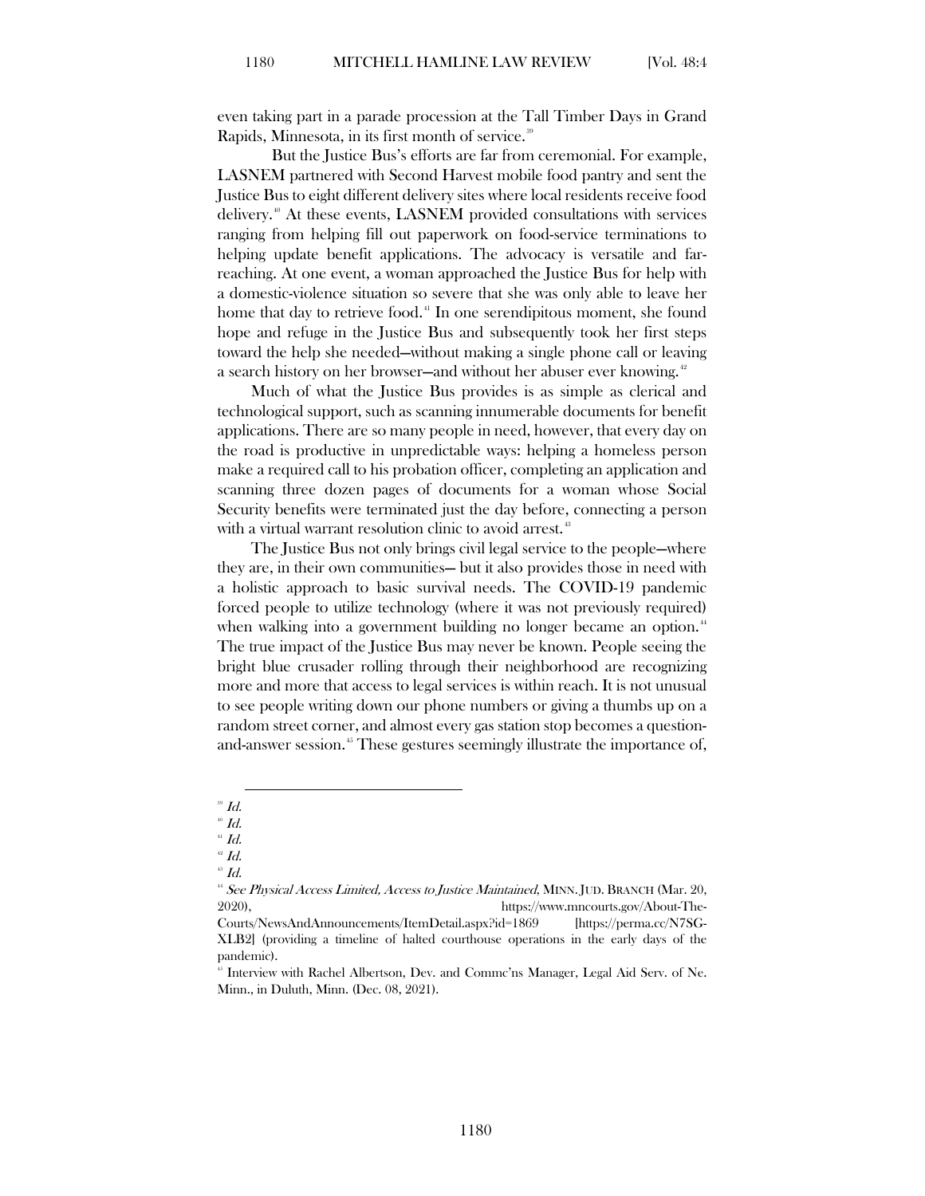even taking part in a parade procession at the Tall Timber Days in Grand Rapids, Minnesota, in its first month of service.[39]

But the Justice Bus's efforts are far from ceremonial. For example, LASNEM partnered with Second Harvest mobile food pantry and sent the Justice Bus to eight different delivery sites where local residents receive food delivery.[40] At these events, LASNEM provided consultations with services ranging from helping fill out paperwork on food-service terminations to helping update benefit applications. The advocacy is versatile and far-reaching. At one event, a woman approached the Justice Bus for help with a domestic-violence situation so severe that she was only able to leave her home that day to retrieve food.[41] In one serendipitous moment, she found hope and refuge in the Justice Bus and subsequently took her first steps toward the help she needed—without making a single phone call or leaving a search history on her browser—and without her abuser ever knowing.[42]

Much of what the Justice Bus provides is as simple as clerical and technological support, such as scanning innumerable documents for benefit applications. There are so many people in need, however, that every day on the road is productive in unpredictable ways: helping a homeless person make a required call to his probation officer, completing an application and scanning three dozen pages of documents for a woman whose Social Security benefits were terminated just the day before, connecting a person with a virtual warrant resolution clinic to avoid arrest.[43]

The Justice Bus not only brings civil legal service to the people—where they are, in their own communities— but it also provides those in need with a holistic approach to basic survival needs. The COVID-19 pandemic forced people to utilize technology (where it was not previously required) when walking into a government building no longer became an option.[44] The true impact of the Justice Bus may never be known. People seeing the bright blue crusader rolling through their neighborhood are recognizing more and more that access to legal services is within reach. It is not unusual to see people writing down our phone numbers or giving a thumbs up on a random street corner, and almost every gas station stop becomes a question-and-answer session.[45] These gestures seemingly illustrate the importance of,

---

[39] *Id.*

[40] *Id.*

[41] *Id.*

[42] *Id.*

[43] *Id.*

[44] *See Physical Access Limited, Access to Justice Maintained*, MINN. JUD. BRANCH (Mar. 20, 2020), https://www.mncourts.gov/About-The-Courts/NewsAndAnnouncements/ItemDetail.aspx?id=1869 [https://perma.cc/N7SG-XLB2] (providing a timeline of halted courthouse operations in the early days of the pandemic).

[45] Interview with Rachel Albertson, Dev. and Commc'ns Manager, Legal Aid Serv. of Ne. Minn., in Duluth, Minn. (Dec. 08, 2021).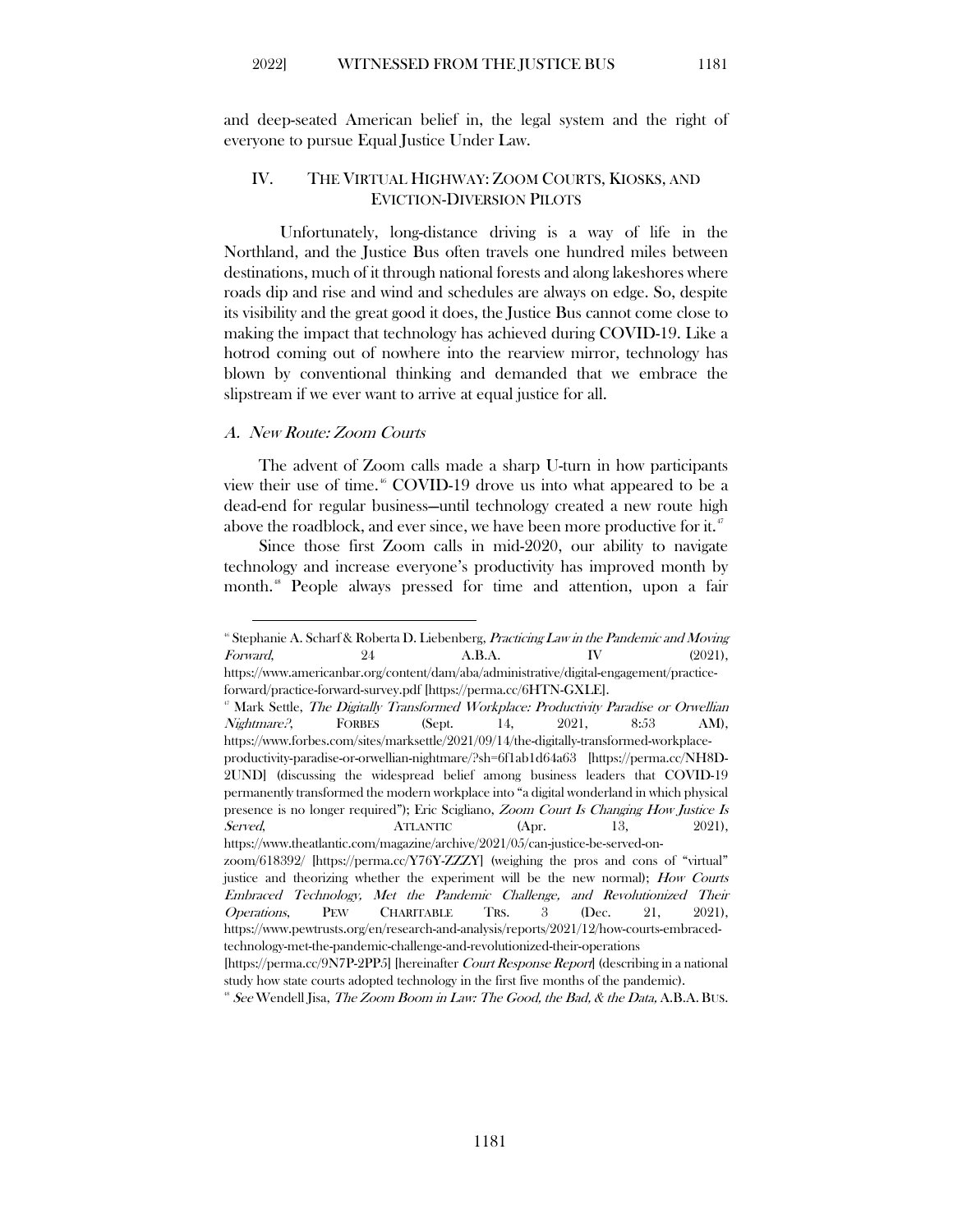and deep-seated American belief in, the legal system and the right of everyone to pursue Equal Justice Under Law.

## IV. THE VIRTUAL HIGHWAY: ZOOM COURTS, KIOSKS, AND EVICTION-DIVERSION PILOTS

Unfortunately, long-distance driving is a way of life in the Northland, and the Justice Bus often travels one hundred miles between destinations, much of it through national forests and along lakeshores where roads dip and rise and wind and schedules are always on edge. So, despite its visibility and the great good it does, the Justice Bus cannot come close to making the impact that technology has achieved during COVID-19. Like a hotrod coming out of nowhere into the rearview mirror, technology has blown by conventional thinking and demanded that we embrace the slipstream if we ever want to arrive at equal justice for all.

### *A. New Route: Zoom Courts*

The advent of Zoom calls made a sharp U-turn in how participants view their use of time.[46] COVID-19 drove us into what appeared to be a dead-end for regular business—until technology created a new route high above the roadblock, and ever since, we have been more productive for it.[47]

Since those first Zoom calls in mid-2020, our ability to navigate technology and increase everyone's productivity has improved month by month.[48] People always pressed for time and attention, upon a fair

---

[46] Stephanie A. Scharf & Roberta D. Liebenberg, *Practicing Law in the Pandemic and Moving Forward*, 24 A.B.A. IV (2021), https://www.americanbar.org/content/dam/aba/administrative/digital-engagement/practice-forward/practice-forward-survey.pdf [https://perma.cc/6HTN-GXLE].

[47] Mark Settle, *The Digitally Transformed Workplace: Productivity Paradise or Orwellian Nightmare?*, FORBES (Sept. 14, 2021, 8:53 AM), https://www.forbes.com/sites/marksettle/2021/09/14/the-digitally-transformed-workplace-productivity-paradise-or-orwellian-nightmare/?sh=6f1ab1d64a63 [https://perma.cc/NH8D-2UND] (discussing the widespread belief among business leaders that COVID-19 permanently transformed the modern workplace into "a digital wonderland in which physical presence is no longer required"); Eric Scigliano, *Zoom Court Is Changing How Justice Is Served*, ATLANTIC (Apr. 13, 2021), https://www.theatlantic.com/magazine/archive/2021/05/can-justice-be-served-on-zoom/618392/ [https://perma.cc/Y76Y-ZZZY] (weighing the pros and cons of "virtual" justice and theorizing whether the experiment will be the new normal); *How Courts Embraced Technology, Met the Pandemic Challenge, and Revolutionized Their Operations*, PEW CHARITABLE TRS. 3 (Dec. 21, 2021), https://www.pewtrusts.org/en/research-and-analysis/reports/2021/12/how-courts-embraced-technology-met-the-pandemic-challenge-and-revolutionized-their-operations [https://perma.cc/9N7P-2PP5] [hereinafter *Court Response Report*] (describing in a national study how state courts adopted technology in the first five months of the pandemic).

[48] *See* Wendell Jisa, *The Zoom Boom in Law: The Good, the Bad, & the Data,* A.B.A. BUS.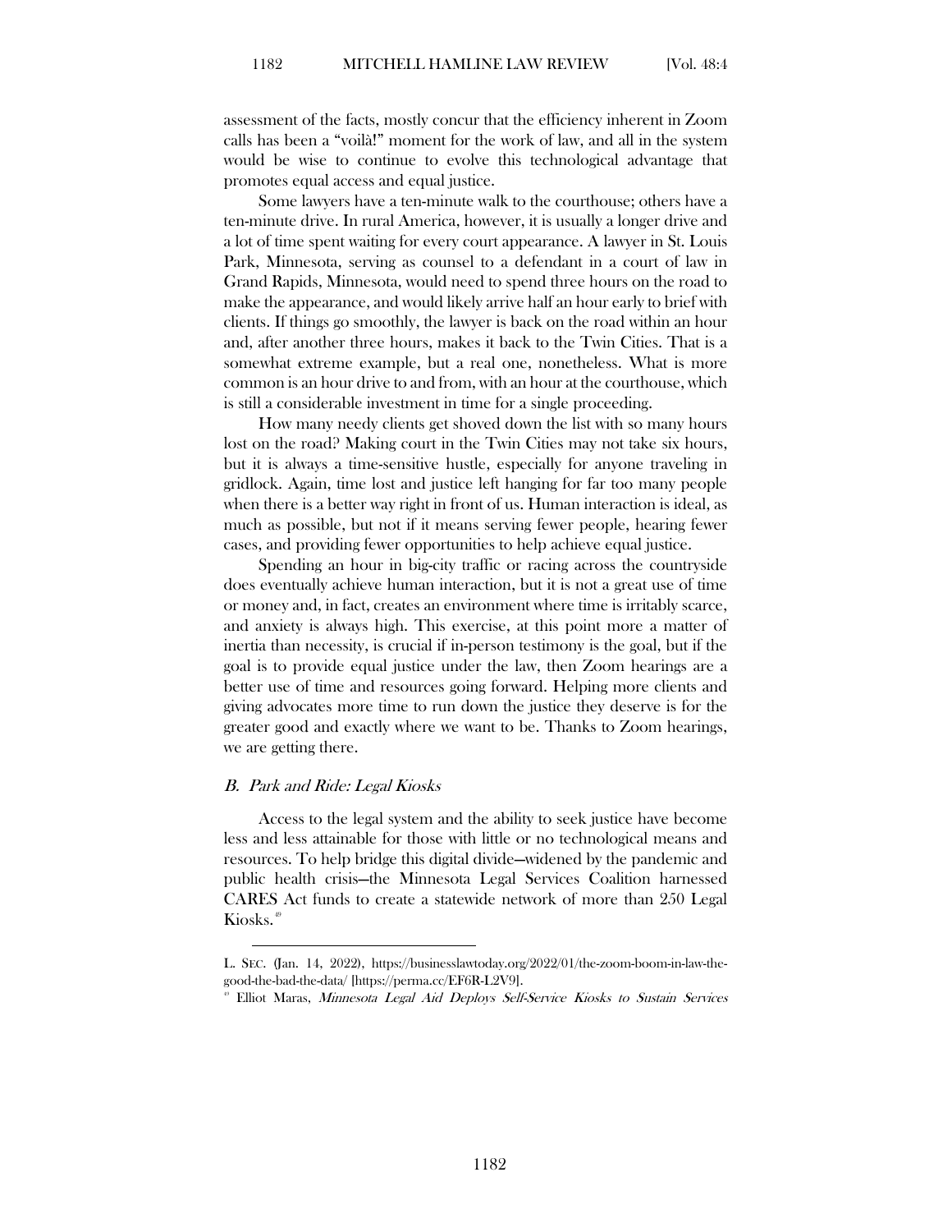assessment of the facts, mostly concur that the efficiency inherent in Zoom calls has been a "voilà!" moment for the work of law, and all in the system would be wise to continue to evolve this technological advantage that promotes equal access and equal justice.

Some lawyers have a ten-minute walk to the courthouse; others have a ten-minute drive. In rural America, however, it is usually a longer drive and a lot of time spent waiting for every court appearance. A lawyer in St. Louis Park, Minnesota, serving as counsel to a defendant in a court of law in Grand Rapids, Minnesota, would need to spend three hours on the road to make the appearance, and would likely arrive half an hour early to brief with clients. If things go smoothly, the lawyer is back on the road within an hour and, after another three hours, makes it back to the Twin Cities. That is a somewhat extreme example, but a real one, nonetheless. What is more common is an hour drive to and from, with an hour at the courthouse, which is still a considerable investment in time for a single proceeding.

How many needy clients get shoved down the list with so many hours lost on the road? Making court in the Twin Cities may not take six hours, but it is always a time-sensitive hustle, especially for anyone traveling in gridlock. Again, time lost and justice left hanging for far too many people when there is a better way right in front of us. Human interaction is ideal, as much as possible, but not if it means serving fewer people, hearing fewer cases, and providing fewer opportunities to help achieve equal justice.

Spending an hour in big-city traffic or racing across the countryside does eventually achieve human interaction, but it is not a great use of time or money and, in fact, creates an environment where time is irritably scarce, and anxiety is always high. This exercise, at this point more a matter of inertia than necessity, is crucial if in-person testimony is the goal, but if the goal is to provide equal justice under the law, then Zoom hearings are a better use of time and resources going forward. Helping more clients and giving advocates more time to run down the justice they deserve is for the greater good and exactly where we want to be. Thanks to Zoom hearings, we are getting there.

### *B. Park and Ride: Legal Kiosks*

Access to the legal system and the ability to seek justice have become less and less attainable for those with little or no technological means and resources. To help bridge this digital divide—widened by the pandemic and public health crisis—the Minnesota Legal Services Coalition harnessed CARES Act funds to create a statewide network of more than 250 Legal Kiosks.[49]

---

L. SEC. (Jan. 14, 2022), https://businesslawtoday.org/2022/01/the-zoom-boom-in-law-the-good-the-bad-the-data/ [https://perma.cc/EF6R-L2V9].

[49] Elliot Maras, *Minnesota Legal Aid Deploys Self-Service Kiosks to Sustain Services*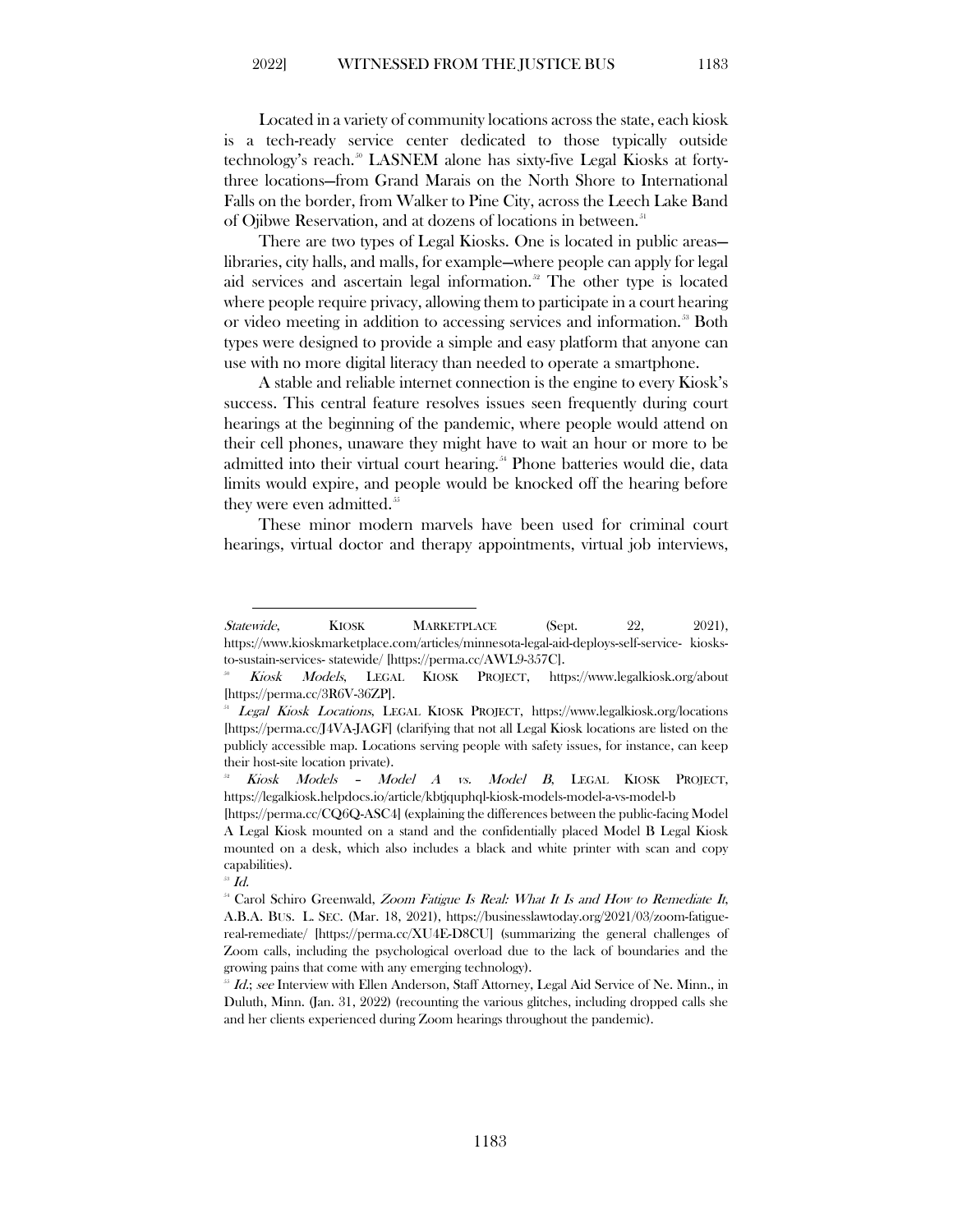Located in a variety of community locations across the state, each kiosk is a tech-ready service center dedicated to those typically outside technology's reach.[50] LASNEM alone has sixty-five Legal Kiosks at forty-three locations—from Grand Marais on the North Shore to International Falls on the border, from Walker to Pine City, across the Leech Lake Band of Ojibwe Reservation, and at dozens of locations in between.[51]

There are two types of Legal Kiosks. One is located in public areas—libraries, city halls, and malls, for example—where people can apply for legal aid services and ascertain legal information.[52] The other type is located where people require privacy, allowing them to participate in a court hearing or video meeting in addition to accessing services and information.[53] Both types were designed to provide a simple and easy platform that anyone can use with no more digital literacy than needed to operate a smartphone.

A stable and reliable internet connection is the engine to every Kiosk's success. This central feature resolves issues seen frequently during court hearings at the beginning of the pandemic, where people would attend on their cell phones, unaware they might have to wait an hour or more to be admitted into their virtual court hearing.[54] Phone batteries would die, data limits would expire, and people would be knocked off the hearing before they were even admitted.[55]

These minor modern marvels have been used for criminal court hearings, virtual doctor and therapy appointments, virtual job interviews,

---

*Statewide*, KIOSK MARKETPLACE (Sept. 22, 2021), https://www.kioskmarketplace.com/articles/minnesota-legal-aid-deploys-self-service- kiosks-to-sustain-services- statewide/ [https://perma.cc/AWL9-357C].

[50] *Kiosk Models*, LEGAL KIOSK PROJECT, https://www.legalkiosk.org/about [https://perma.cc/3R6V-36ZP].

[51] *Legal Kiosk Locations*, LEGAL KIOSK PROJECT, https://www.legalkiosk.org/locations [https://perma.cc/J4VA-JAGF] (clarifying that not all Legal Kiosk locations are listed on the publicly accessible map. Locations serving people with safety issues, for instance, can keep their host-site location private).

[52] *Kiosk Models – Model A vs. Model B*, LEGAL KIOSK PROJECT, https://legalkiosk.helpdocs.io/article/kbtjquphql-kiosk-models-model-a-vs-model-b [https://perma.cc/CQ6Q-ASC4] (explaining the differences between the public-facing Model A Legal Kiosk mounted on a stand and the confidentially placed Model B Legal Kiosk mounted on a desk, which also includes a black and white printer with scan and copy capabilities).

[53] *Id.*

[54] Carol Schiro Greenwald, *Zoom Fatigue Is Real: What It Is and How to Remediate It*, A.B.A. BUS. L. SEC. (Mar. 18, 2021), https://businesslawtoday.org/2021/03/zoom-fatigue-real-remediate/ [https://perma.cc/XU4E-D8CU] (summarizing the general challenges of Zoom calls, including the psychological overload due to the lack of boundaries and the growing pains that come with any emerging technology).

[55] *Id.*; *see* Interview with Ellen Anderson, Staff Attorney, Legal Aid Service of Ne. Minn., in Duluth, Minn. (Jan. 31, 2022) (recounting the various glitches, including dropped calls she and her clients experienced during Zoom hearings throughout the pandemic).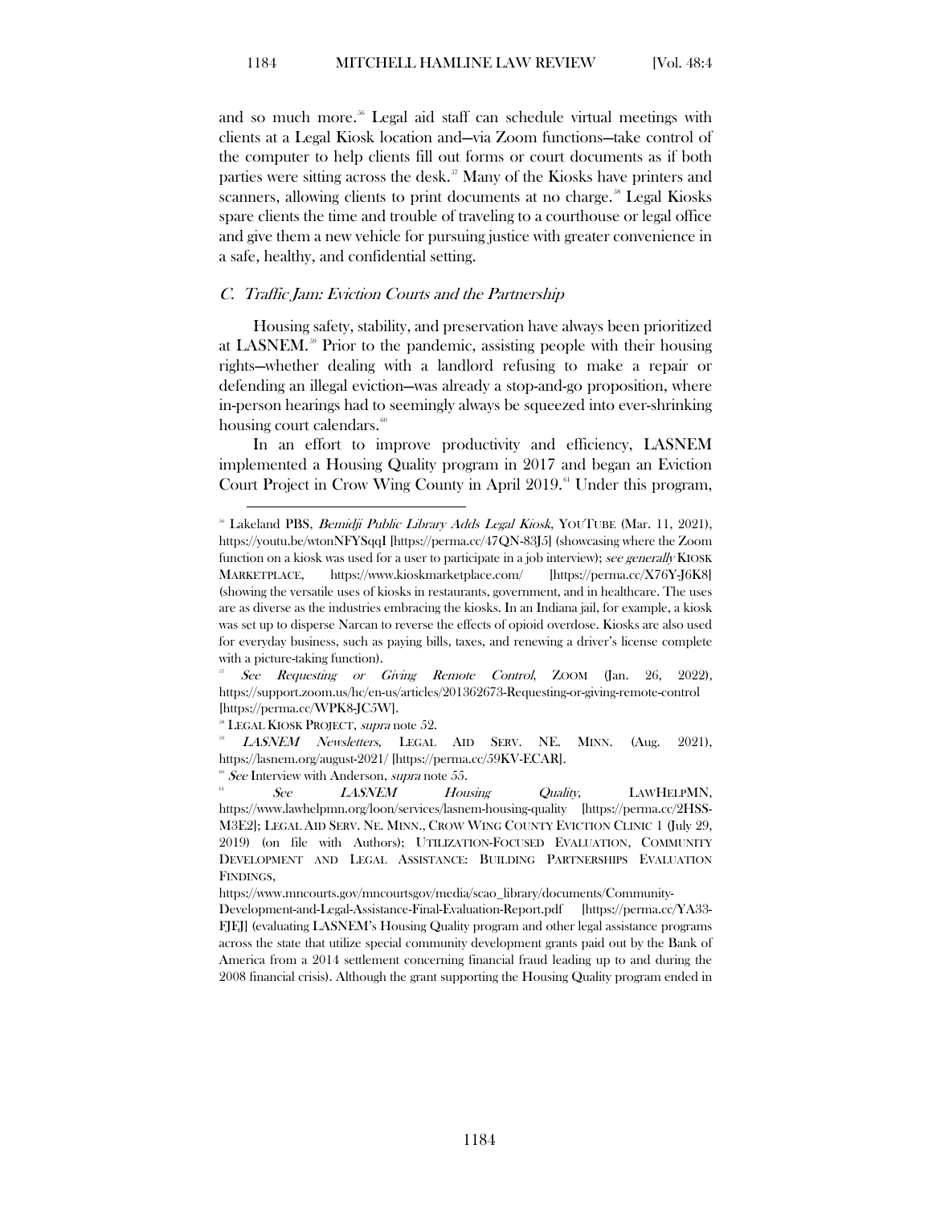and so much more.[56] Legal aid staff can schedule virtual meetings with clients at a Legal Kiosk location and—via Zoom functions—take control of the computer to help clients fill out forms or court documents as if both parties were sitting across the desk.[57] Many of the Kiosks have printers and scanners, allowing clients to print documents at no charge.[58] Legal Kiosks spare clients the time and trouble of traveling to a courthouse or legal office and give them a new vehicle for pursuing justice with greater convenience in a safe, healthy, and confidential setting.

### *C. Traffic Jam: Eviction Courts and the Partnership*

Housing safety, stability, and preservation have always been prioritized at LASNEM.[59] Prior to the pandemic, assisting people with their housing rights—whether dealing with a landlord refusing to make a repair or defending an illegal eviction—was already a stop-and-go proposition, where in-person hearings had to seemingly always be squeezed into ever-shrinking housing court calendars.[60]

In an effort to improve productivity and efficiency, LASNEM implemented a Housing Quality program in 2017 and began an Eviction Court Project in Crow Wing County in April 2019.[61] Under this program,

---

[56] Lakeland PBS, *Bemidji Public Library Adds Legal Kiosk*, YOUTUBE (Mar. 11, 2021), https://youtu.be/wtonNFYSqqI [https://perma.cc/47QN-83J5] (showcasing where the Zoom function on a kiosk was used for a user to participate in a job interview); *see generally* KIOSK MARKETPLACE, https://www.kioskmarketplace.com/ [https://perma.cc/X76Y-J6K8] (showing the versatile uses of kiosks in restaurants, government, and in healthcare. The uses are as diverse as the industries embracing the kiosks. In an Indiana jail, for example, a kiosk was set up to disperse Narcan to reverse the effects of opioid overdose. Kiosks are also used for everyday business, such as paying bills, taxes, and renewing a driver's license complete with a picture-taking function).

[57] *See Requesting or Giving Remote Control*, ZOOM (Jan. 26, 2022), https://support.zoom.us/hc/en-us/articles/201362673-Requesting-or-giving-remote-control [https://perma.cc/WPK8-JC5W].

[58] LEGAL KIOSK PROJECT, *supra* note 52.

[59] *LASNEM Newsletters*, LEGAL AID SERV. NE. MINN. (Aug. 2021), https://lasnem.org/august-2021/ [https://perma.cc/59KV-ECAR].

[60] *See* Interview with Anderson, *supra* note 55.

[61] *See LASNEM Housing Quality*, LAWHELPMN, https://www.lawhelpmn.org/loon/services/lasnem-housing-quality [https://perma.cc/2HSS-M3E2]; LEGAL AID SERV. NE. MINN., CROW WING COUNTY EVICTION CLINIC 1 (July 29, 2019) (on file with Authors); UTILIZATION-FOCUSED EVALUATION, COMMUNITY DEVELOPMENT AND LEGAL ASSISTANCE: BUILDING PARTNERSHIPS EVALUATION FINDINGS, https://www.mncourts.gov/mncourtsgov/media/scao_library/documents/Community-Development-and-Legal-Assistance-Final-Evaluation-Report.pdf [https://perma.cc/YA33-FJEJ] (evaluating LASNEM's Housing Quality program and other legal assistance programs across the state that utilize special community development grants paid out by the Bank of America from a 2014 settlement concerning financial fraud leading up to and during the 2008 financial crisis). Although the grant supporting the Housing Quality program ended in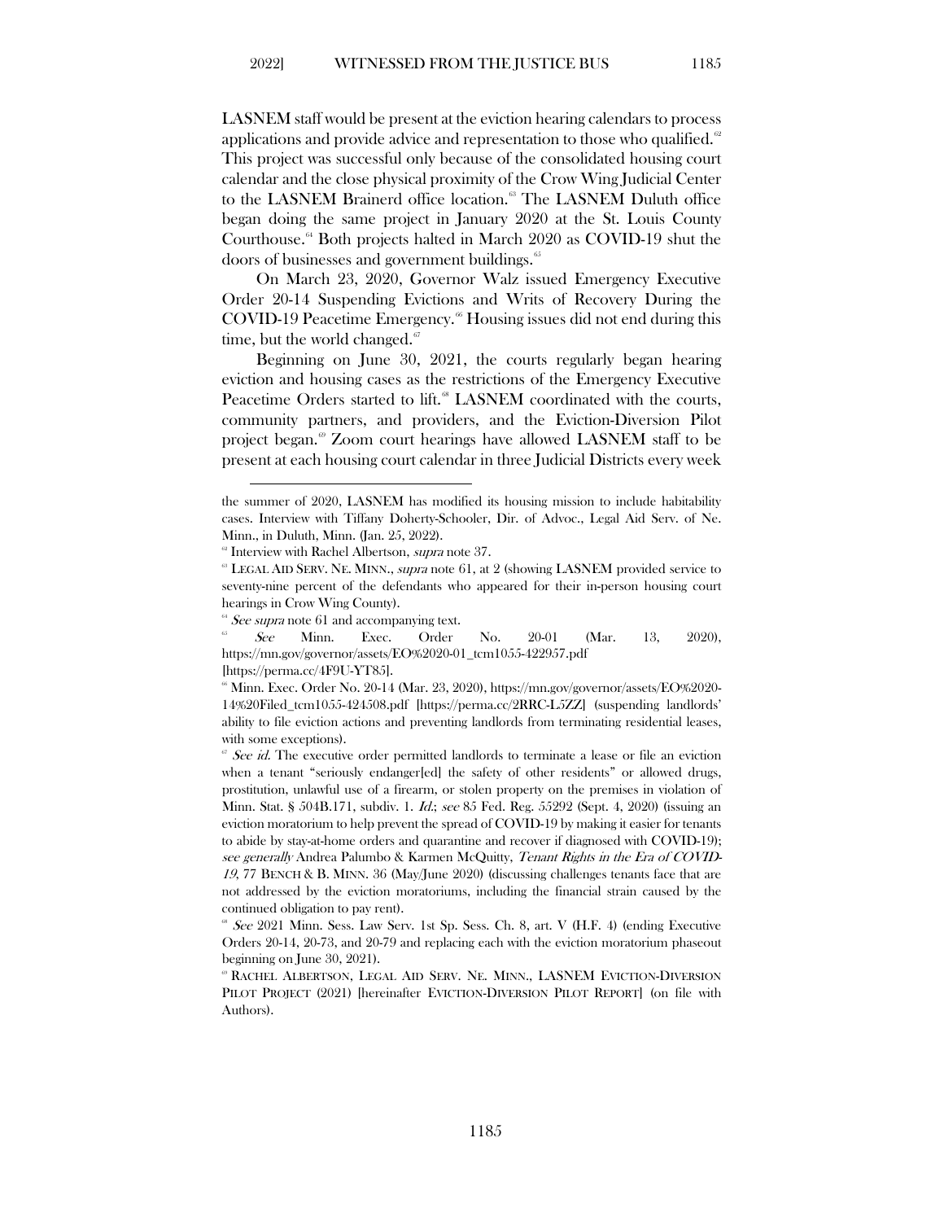LASNEM staff would be present at the eviction hearing calendars to process applications and provide advice and representation to those who qualified.[62] This project was successful only because of the consolidated housing court calendar and the close physical proximity of the Crow Wing Judicial Center to the LASNEM Brainerd office location.[63] The LASNEM Duluth office began doing the same project in January 2020 at the St. Louis County Courthouse.[64] Both projects halted in March 2020 as COVID-19 shut the doors of businesses and government buildings.[65]

On March 23, 2020, Governor Walz issued Emergency Executive Order 20-14 Suspending Evictions and Writs of Recovery During the COVID-19 Peacetime Emergency.[66] Housing issues did not end during this time, but the world changed.[67]

Beginning on June 30, 2021, the courts regularly began hearing eviction and housing cases as the restrictions of the Emergency Executive Peacetime Orders started to lift.[68] LASNEM coordinated with the courts, community partners, and providers, and the Eviction-Diversion Pilot project began.[69] Zoom court hearings have allowed LASNEM staff to be present at each housing court calendar in three Judicial Districts every week

---

the summer of 2020, LASNEM has modified its housing mission to include habitability cases. Interview with Tiffany Doherty-Schooler, Dir. of Advoc., Legal Aid Serv. of Ne. Minn., in Duluth, Minn. (Jan. 25, 2022).

[62] Interview with Rachel Albertson, *supra* note 37.

[63] LEGAL AID SERV. NE. MINN., *supra* note 61, at 2 (showing LASNEM provided service to seventy-nine percent of the defendants who appeared for their in-person housing court hearings in Crow Wing County).

[64] *See supra* note 61 and accompanying text.

[65] *See* Minn. Exec. Order No. 20-01 (Mar. 13, 2020), https://mn.gov/governor/assets/EO%2020-01_tcm1055-422957.pdf [https://perma.cc/4F9U-YT85].

[66] Minn. Exec. Order No. 20-14 (Mar. 23, 2020), https://mn.gov/governor/assets/EO%2020-14%20Filed_tcm1055-424508.pdf [https://perma.cc/2RRC-L5ZZ] (suspending landlords' ability to file eviction actions and preventing landlords from terminating residential leases, with some exceptions).

[67] *See id.* The executive order permitted landlords to terminate a lease or file an eviction when a tenant "seriously endanger[ed] the safety of other residents" or allowed drugs, prostitution, unlawful use of a firearm, or stolen property on the premises in violation of Minn. Stat. § 504B.171, subdiv. 1. *Id.*; *see* 85 Fed. Reg. 55292 (Sept. 4, 2020) (issuing an eviction moratorium to help prevent the spread of COVID-19 by making it easier for tenants to abide by stay-at-home orders and quarantine and recover if diagnosed with COVID-19); *see generally* Andrea Palumbo & Karmen McQuitty, *Tenant Rights in the Era of COVID-19*, 77 BENCH & B. MINN. 36 (May/June 2020) (discussing challenges tenants face that are not addressed by the eviction moratoriums, including the financial strain caused by the continued obligation to pay rent).

[68] *See* 2021 Minn. Sess. Law Serv. 1st Sp. Sess. Ch. 8, art. V (H.F. 4) (ending Executive Orders 20-14, 20-73, and 20-79 and replacing each with the eviction moratorium phaseout beginning on June 30, 2021).

[69] RACHEL ALBERTSON, LEGAL AID SERV. NE. MINN., LASNEM EVICTION-DIVERSION PILOT PROJECT (2021) [hereinafter EVICTION-DIVERSION PILOT REPORT] (on file with Authors).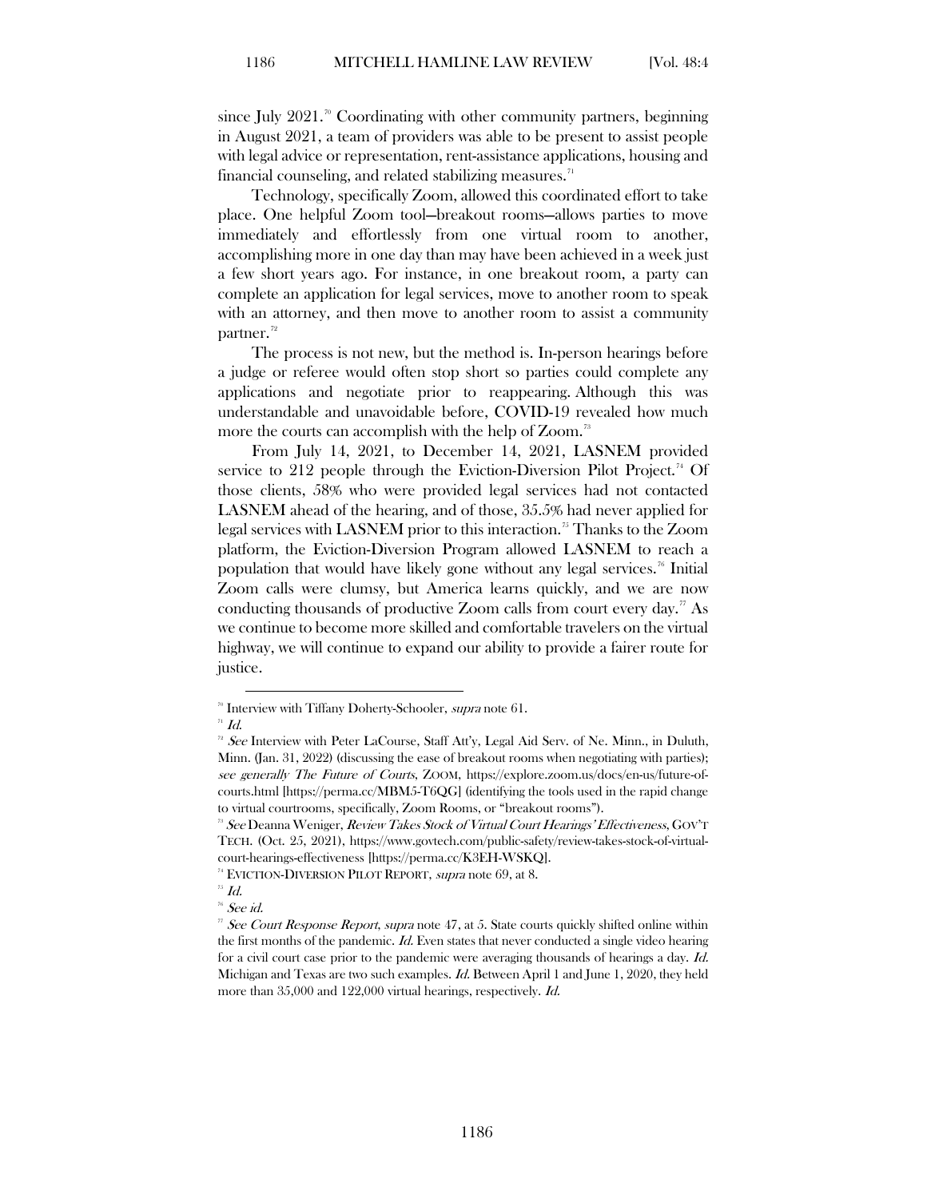since July 2021.[70] Coordinating with other community partners, beginning in August 2021, a team of providers was able to be present to assist people with legal advice or representation, rent-assistance applications, housing and financial counseling, and related stabilizing measures.[71]

Technology, specifically Zoom, allowed this coordinated effort to take place. One helpful Zoom tool—breakout rooms—allows parties to move immediately and effortlessly from one virtual room to another, accomplishing more in one day than may have been achieved in a week just a few short years ago. For instance, in one breakout room, a party can complete an application for legal services, move to another room to speak with an attorney, and then move to another room to assist a community partner.[72]

The process is not new, but the method is. In-person hearings before a judge or referee would often stop short so parties could complete any applications and negotiate prior to reappearing. Although this was understandable and unavoidable before, COVID-19 revealed how much more the courts can accomplish with the help of Zoom.[73]

From July 14, 2021, to December 14, 2021, LASNEM provided service to 212 people through the Eviction-Diversion Pilot Project.[74] Of those clients, 58% who were provided legal services had not contacted LASNEM ahead of the hearing, and of those, 35.5% had never applied for legal services with LASNEM prior to this interaction.[75] Thanks to the Zoom platform, the Eviction-Diversion Program allowed LASNEM to reach a population that would have likely gone without any legal services.[76] Initial Zoom calls were clumsy, but America learns quickly, and we are now conducting thousands of productive Zoom calls from court every day.[77] As we continue to become more skilled and comfortable travelers on the virtual highway, we will continue to expand our ability to provide a fairer route for justice.

---

[70] Interview with Tiffany Doherty-Schooler, *supra* note 61.

[71] *Id.*

[72] *See* Interview with Peter LaCourse, Staff Att'y, Legal Aid Serv. of Ne. Minn., in Duluth, Minn. (Jan. 31, 2022) (discussing the ease of breakout rooms when negotiating with parties); *see generally The Future of Courts*, ZOOM, https://explore.zoom.us/docs/en-us/future-of-courts.html [https://perma.cc/MBM5-T6QG] (identifying the tools used in the rapid change to virtual courtrooms, specifically, Zoom Rooms, or "breakout rooms").

[73] *See* Deanna Weniger, *Review Takes Stock of Virtual Court Hearings' Effectiveness*, GOV'T TECH. (Oct. 25, 2021), https://www.govtech.com/public-safety/review-takes-stock-of-virtual-court-hearings-effectiveness [https://perma.cc/K3EH-WSKQ].

[74] EVICTION-DIVERSION PILOT REPORT, *supra* note 69, at 8.

[75] *Id.*

[76] *See id.*

[77] *See Court Response Report*, *supra* note 47, at 5. State courts quickly shifted online within the first months of the pandemic. *Id.* Even states that never conducted a single video hearing for a civil court case prior to the pandemic were averaging thousands of hearings a day. *Id.* Michigan and Texas are two such examples. *Id.* Between April 1 and June 1, 2020, they held more than 35,000 and 122,000 virtual hearings, respectively. *Id.*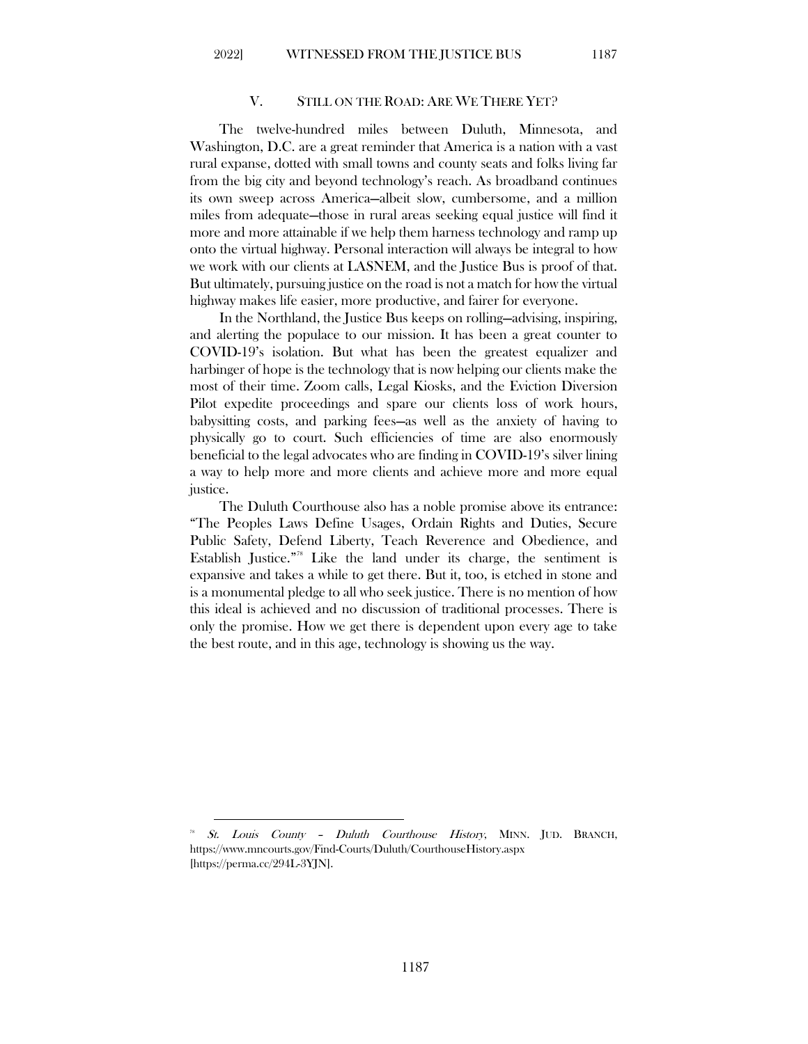## V. STILL ON THE ROAD: ARE WE THERE YET?

The twelve-hundred miles between Duluth, Minnesota, and Washington, D.C. are a great reminder that America is a nation with a vast rural expanse, dotted with small towns and county seats and folks living far from the big city and beyond technology's reach. As broadband continues its own sweep across America—albeit slow, cumbersome, and a million miles from adequate—those in rural areas seeking equal justice will find it more and more attainable if we help them harness technology and ramp up onto the virtual highway. Personal interaction will always be integral to how we work with our clients at LASNEM, and the Justice Bus is proof of that. But ultimately, pursuing justice on the road is not a match for how the virtual highway makes life easier, more productive, and fairer for everyone.

In the Northland, the Justice Bus keeps on rolling—advising, inspiring, and alerting the populace to our mission. It has been a great counter to COVID-19's isolation. But what has been the greatest equalizer and harbinger of hope is the technology that is now helping our clients make the most of their time. Zoom calls, Legal Kiosks, and the Eviction Diversion Pilot expedite proceedings and spare our clients loss of work hours, babysitting costs, and parking fees—as well as the anxiety of having to physically go to court. Such efficiencies of time are also enormously beneficial to the legal advocates who are finding in COVID-19's silver lining a way to help more and more clients and achieve more and more equal justice.

The Duluth Courthouse also has a noble promise above its entrance: "The Peoples Laws Define Usages, Ordain Rights and Duties, Secure Public Safety, Defend Liberty, Teach Reverence and Obedience, and Establish Justice."[78] Like the land under its charge, the sentiment is expansive and takes a while to get there. But it, too, is etched in stone and is a monumental pledge to all who seek justice. There is no mention of how this ideal is achieved and no discussion of traditional processes. There is only the promise. How we get there is dependent upon every age to take the best route, and in this age, technology is showing us the way.

---

[78] *St. Louis County – Duluth Courthouse History*, MINN. JUD. BRANCH, https://www.mncourts.gov/Find-Courts/Duluth/CourthouseHistory.aspx [https://perma.cc/294L-3YJN].